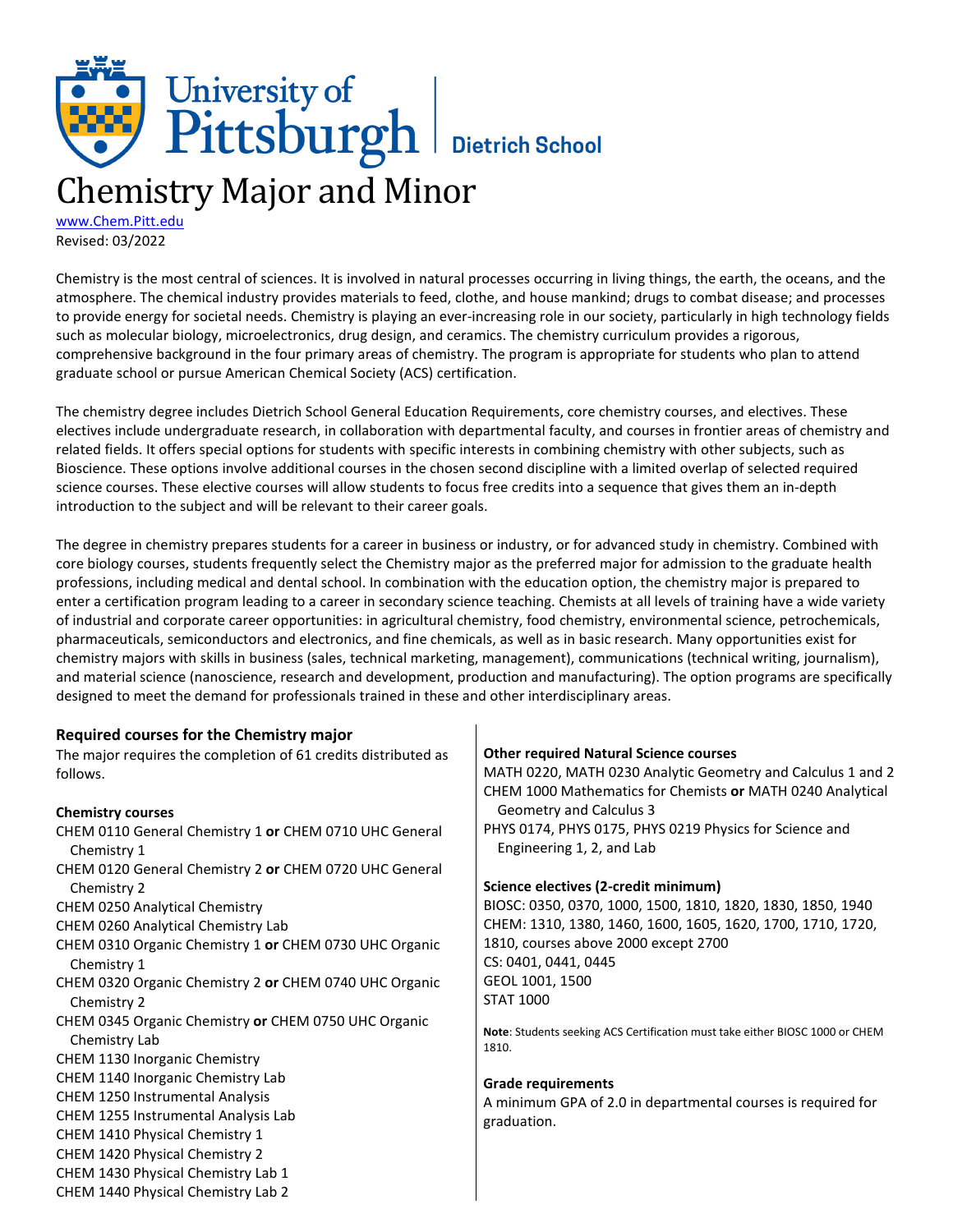University of Pittsburgh | Dietrich School

# Chemistry Major and Minor

www.Chem.Pitt.edu
Revised: 03/2022

Chemistry is the most central of sciences. It is involved in natural processes occurring in living things, the earth, the oceans, and the atmosphere. The chemical industry provides materials to feed, clothe, and house mankind; drugs to combat disease; and processes to provide energy for societal needs. Chemistry is playing an ever-increasing role in our society, particularly in high technology fields such as molecular biology, microelectronics, drug design, and ceramics. The chemistry curriculum provides a rigorous, comprehensive background in the four primary areas of chemistry. The program is appropriate for students who plan to attend graduate school or pursue American Chemical Society (ACS) certification.

The chemistry degree includes Dietrich School General Education Requirements, core chemistry courses, and electives. These electives include undergraduate research, in collaboration with departmental faculty, and courses in frontier areas of chemistry and related fields. It offers special options for students with specific interests in combining chemistry with other subjects, such as Bioscience. These options involve additional courses in the chosen second discipline with a limited overlap of selected required science courses. These elective courses will allow students to focus free credits into a sequence that gives them an in-depth introduction to the subject and will be relevant to their career goals.

The degree in chemistry prepares students for a career in business or industry, or for advanced study in chemistry. Combined with core biology courses, students frequently select the Chemistry major as the preferred major for admission to the graduate health professions, including medical and dental school. In combination with the education option, the chemistry major is prepared to enter a certification program leading to a career in secondary science teaching. Chemists at all levels of training have a wide variety of industrial and corporate career opportunities: in agricultural chemistry, food chemistry, environmental science, petrochemicals, pharmaceuticals, semiconductors and electronics, and fine chemicals, as well as in basic research. Many opportunities exist for chemistry majors with skills in business (sales, technical marketing, management), communications (technical writing, journalism), and material science (nanoscience, research and development, production and manufacturing). The option programs are specifically designed to meet the demand for professionals trained in these and other interdisciplinary areas.

## Required courses for the Chemistry major

The major requires the completion of 61 credits distributed as follows.

### Chemistry courses

- CHEM 0110 General Chemistry 1 **or** CHEM 0710 UHC General Chemistry 1
- CHEM 0120 General Chemistry 2 **or** CHEM 0720 UHC General Chemistry 2
- CHEM 0250 Analytical Chemistry
- CHEM 0260 Analytical Chemistry Lab
- CHEM 0310 Organic Chemistry 1 **or** CHEM 0730 UHC Organic Chemistry 1
- CHEM 0320 Organic Chemistry 2 **or** CHEM 0740 UHC Organic Chemistry 2
- CHEM 0345 Organic Chemistry **or** CHEM 0750 UHC Organic Chemistry Lab
- CHEM 1130 Inorganic Chemistry
- CHEM 1140 Inorganic Chemistry Lab
- CHEM 1250 Instrumental Analysis
- CHEM 1255 Instrumental Analysis Lab
- CHEM 1410 Physical Chemistry 1
- CHEM 1420 Physical Chemistry 2
- CHEM 1430 Physical Chemistry Lab 1
- CHEM 1440 Physical Chemistry Lab 2

### Other required Natural Science courses

- MATH 0220, MATH 0230 Analytic Geometry and Calculus 1 and 2
- CHEM 1000 Mathematics for Chemists **or** MATH 0240 Analytical Geometry and Calculus 3
- PHYS 0174, PHYS 0175, PHYS 0219 Physics for Science and Engineering 1, 2, and Lab

### Science electives (2-credit minimum)

- BIOSC: 0350, 0370, 1000, 1500, 1810, 1820, 1830, 1850, 1940
- CHEM: 1310, 1380, 1460, 1600, 1605, 1620, 1700, 1710, 1720, 1810, courses above 2000 except 2700
- CS: 0401, 0441, 0445
- GEOL 1001, 1500
- STAT 1000

**Note**: Students seeking ACS Certification must take either BIOSC 1000 or CHEM 1810.

### Grade requirements

A minimum GPA of 2.0 in departmental courses is required for graduation.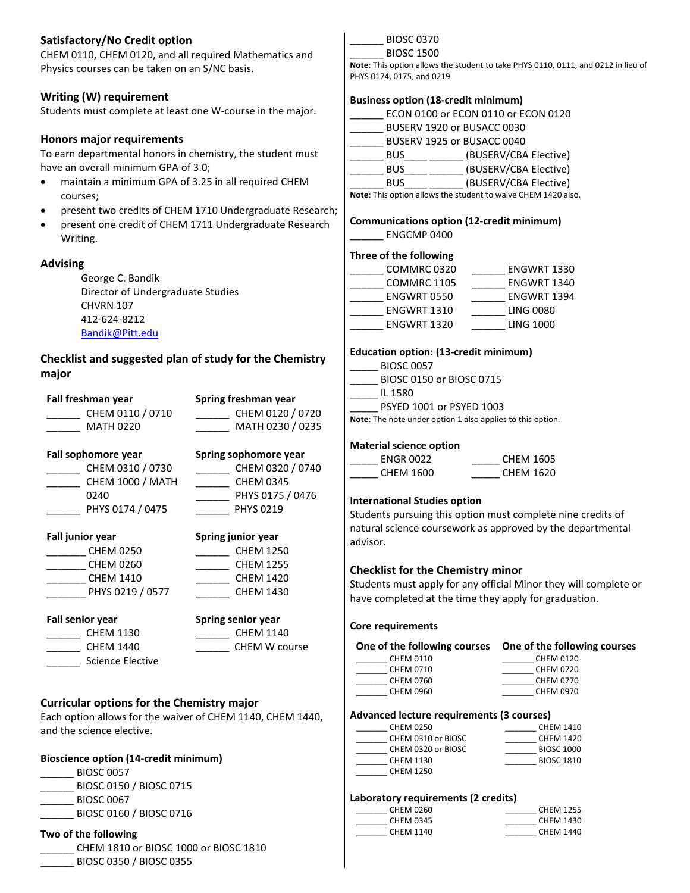### Satisfactory/No Credit option

CHEM 0110, CHEM 0120, and all required Mathematics and Physics courses can be taken on an S/NC basis.

### Writing (W) requirement

Students must complete at least one W-course in the major.

### Honors major requirements

To earn departmental honors in chemistry, the student must have an overall minimum GPA of 3.0;

- maintain a minimum GPA of 3.25 in all required CHEM courses;
- present two credits of CHEM 1710 Undergraduate Research;
- present one credit of CHEM 1711 Undergraduate Research Writing.

### Advising

George C. Bandik
Director of Undergraduate Studies
CHVRN 107
412-624-8212
Bandik@Pitt.edu

### Checklist and suggested plan of study for the Chemistry major

**Fall freshman year**
______ CHEM 0110 / 0710
______ MATH 0220

**Spring freshman year**
______ CHEM 0120 / 0720
______ MATH 0230 / 0235

**Fall sophomore year**
______ CHEM 0310 / 0730
______ CHEM 1000 / MATH 0240
______ PHYS 0174 / 0475

**Spring sophomore year**
______ CHEM 0320 / 0740
______ CHEM 0345
______ PHYS 0175 / 0476
______ PHYS 0219

**Fall junior year**
_______ CHEM 0250
_______ CHEM 0260
_______ CHEM 1410
_______ PHYS 0219 / 0577

**Spring junior year**
______ CHEM 1250
______ CHEM 1255
______ CHEM 1420
______ CHEM 1430

**Fall senior year**
______ CHEM 1130
______ CHEM 1440
______ Science Elective

**Spring senior year**
______ CHEM 1140
______ CHEM W course

### Curricular options for the Chemistry major

Each option allows for the waiver of CHEM 1140, CHEM 1440, and the science elective.

**Bioscience option (14-credit minimum)**
______ BIOSC 0057
______ BIOSC 0150 / BIOSC 0715
______ BIOSC 0067
______ BIOSC 0160 / BIOSC 0716

**Two of the following**
______ CHEM 1810 or BIOSC 1000 or BIOSC 1810
______ BIOSC 0350 / BIOSC 0355
______ BIOSC 0370
______ BIOSC 1500

**Note**: This option allows the student to take PHYS 0110, 0111, and 0212 in lieu of PHYS 0174, 0175, and 0219.

**Business option (18-credit minimum)**
______ ECON 0100 or ECON 0110 or ECON 0120
______ BUSERV 1920 or BUSACC 0030
______ BUSERV 1925 or BUSACC 0040
______ BUS____ ______ (BUSERV/CBA Elective)
______ BUS____ ______ (BUSERV/CBA Elective)
______ BUS____ ______ (BUSERV/CBA Elective)

**Note**: This option allows the student to waive CHEM 1420 also.

**Communications option (12-credit minimum)**
______ ENGCMP 0400

**Three of the following**
______ COMMRC 0320
______ COMMRC 1105
______ ENGWRT 0550
______ ENGWRT 1310
______ ENGWRT 1320
______ ENGWRT 1330
______ ENGWRT 1340
______ ENGWRT 1394
______ LING 0080
______ LING 1000

**Education option: (13-credit minimum)**
_____ BIOSC 0057
_____ BIOSC 0150 or BIOSC 0715
_____ IL 1580
_____ PSYED 1001 or PSYED 1003

**Note**: The note under option 1 also applies to this option.

**Material science option**
_____ ENGR 0022
_____ CHEM 1600
_____ CHEM 1605
_____ CHEM 1620

**International Studies option**

Students pursuing this option must complete nine credits of natural science coursework as approved by the departmental advisor.

### Checklist for the Chemistry minor

Students must apply for any official Minor they will complete or have completed at the time they apply for graduation.

**Core requirements**

**One of the following courses**
______ CHEM 0110
______ CHEM 0710
______ CHEM 0760
______ CHEM 0960

**One of the following courses**
______ CHEM 0120
______ CHEM 0720
______ CHEM 0770
______ CHEM 0970

**Advanced lecture requirements (3 courses)**
______ CHEM 0250
______ CHEM 0310 or BIOSC
______ CHEM 0320 or BIOSC
______ CHEM 1130
______ CHEM 1250
______ CHEM 1410
______ CHEM 1420
______ BIOSC 1000
______ BIOSC 1810

**Laboratory requirements (2 credits)**
______ CHEM 0260
______ CHEM 0345
______ CHEM 1140
______ CHEM 1255
______ CHEM 1430
______ CHEM 1440